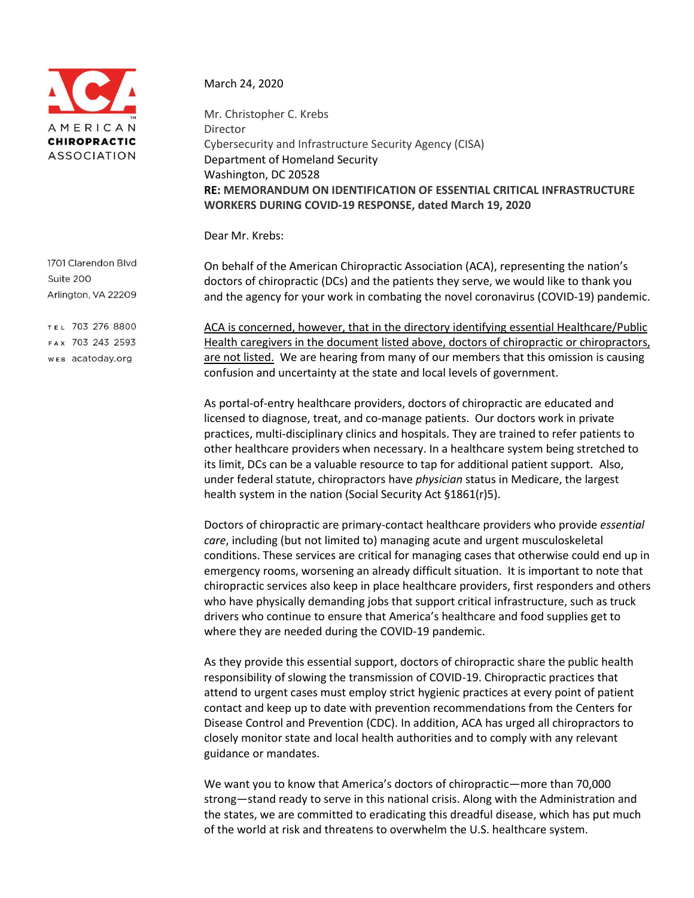AMERICAN CHIROPRACTIC ASSOCIATION

1701 Clarendon Blvd
Suite 200
Arlington, VA 22209

TEL 703 276 8800
FAX 703 243 2593
WEB acatoday.org

March 24, 2020

Mr. Christopher C. Krebs
Director
Cybersecurity and Infrastructure Security Agency (CISA)
Department of Homeland Security
Washington, DC 20528
**RE: MEMORANDUM ON IDENTIFICATION OF ESSENTIAL CRITICAL INFRASTRUCTURE WORKERS DURING COVID-19 RESPONSE, dated March 19, 2020**

Dear Mr. Krebs:

On behalf of the American Chiropractic Association (ACA), representing the nation's doctors of chiropractic (DCs) and the patients they serve, we would like to thank you and the agency for your work in combating the novel coronavirus (COVID-19) pandemic.

<u>ACA is concerned, however, that in the directory identifying essential Healthcare/Public Health caregivers in the document listed above, doctors of chiropractic or chiropractors, are not listed.</u> We are hearing from many of our members that this omission is causing confusion and uncertainty at the state and local levels of government.

As portal-of-entry healthcare providers, doctors of chiropractic are educated and licensed to diagnose, treat, and co-manage patients. Our doctors work in private practices, multi-disciplinary clinics and hospitals. They are trained to refer patients to other healthcare providers when necessary. In a healthcare system being stretched to its limit, DCs can be a valuable resource to tap for additional patient support. Also, under federal statute, chiropractors have *physician* status in Medicare, the largest health system in the nation (Social Security Act §1861(r)5).

Doctors of chiropractic are primary-contact healthcare providers who provide *essential care*, including (but not limited to) managing acute and urgent musculoskeletal conditions. These services are critical for managing cases that otherwise could end up in emergency rooms, worsening an already difficult situation. It is important to note that chiropractic services also keep in place healthcare providers, first responders and others who have physically demanding jobs that support critical infrastructure, such as truck drivers who continue to ensure that America's healthcare and food supplies get to where they are needed during the COVID-19 pandemic.

As they provide this essential support, doctors of chiropractic share the public health responsibility of slowing the transmission of COVID-19. Chiropractic practices that attend to urgent cases must employ strict hygienic practices at every point of patient contact and keep up to date with prevention recommendations from the Centers for Disease Control and Prevention (CDC). In addition, ACA has urged all chiropractors to closely monitor state and local health authorities and to comply with any relevant guidance or mandates.

We want you to know that America's doctors of chiropractic—more than 70,000 strong—stand ready to serve in this national crisis. Along with the Administration and the states, we are committed to eradicating this dreadful disease, which has put much of the world at risk and threatens to overwhelm the U.S. healthcare system.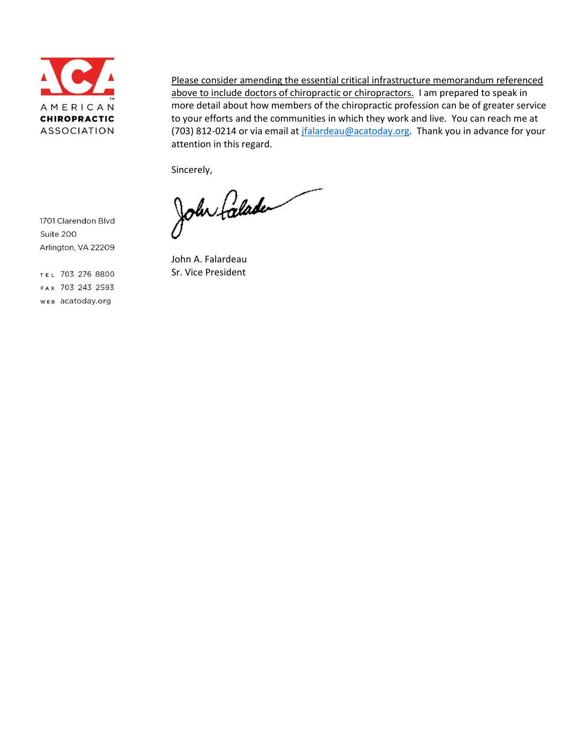AMERICAN
**CHIROPRACTIC**
ASSOCIATION

1701 Clarendon Blvd
Suite 200
Arlington, VA 22209

TEL 703 276 8800
FAX 703 243 2593
WEB acatoday.org

<u>Please consider amending the essential critical infrastructure memorandum referenced above to include doctors of chiropractic or chiropractors.</u> I am prepared to speak in more detail about how members of the chiropractic profession can be of greater service to your efforts and the communities in which they work and live. You can reach me at (703) 812-0214 or via email at jfalardeau@acatoday.org. Thank you in advance for your attention in this regard.

Sincerely,

John A. Falardeau
Sr. Vice President